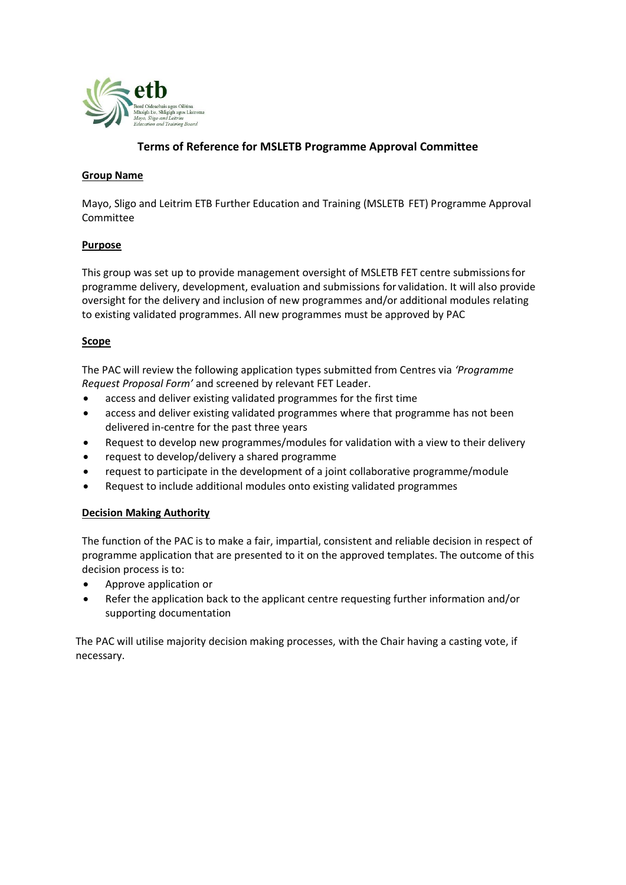# Terms of Reference for MSLETB Programme Approval Committee

**Group Name**

Mayo, Sligo and Leitrim ETB Further Education and Training (MSLETB FET) Programme Approval Committee

**Purpose**

This group was set up to provide management oversight of MSLETB FET centre submissions for programme delivery, development, evaluation and submissions for validation. It will also provide oversight for the delivery and inclusion of new programmes and/or additional modules relating to existing validated programmes. All new programmes must be approved by PAC

**Scope**

The PAC will review the following application types submitted from Centres via *'Programme Request Proposal Form'* and screened by relevant FET Leader.

- access and deliver existing validated programmes for the first time
- access and deliver existing validated programmes where that programme has not been delivered in-centre for the past three years
- Request to develop new programmes/modules for validation with a view to their delivery
- request to develop/delivery a shared programme
- request to participate in the development of a joint collaborative programme/module
- Request to include additional modules onto existing validated programmes

**Decision Making Authority**

The function of the PAC is to make a fair, impartial, consistent and reliable decision in respect of programme application that are presented to it on the approved templates. The outcome of this decision process is to:

- Approve application or
- Refer the application back to the applicant centre requesting further information and/or supporting documentation

The PAC will utilise majority decision making processes, with the Chair having a casting vote, if necessary.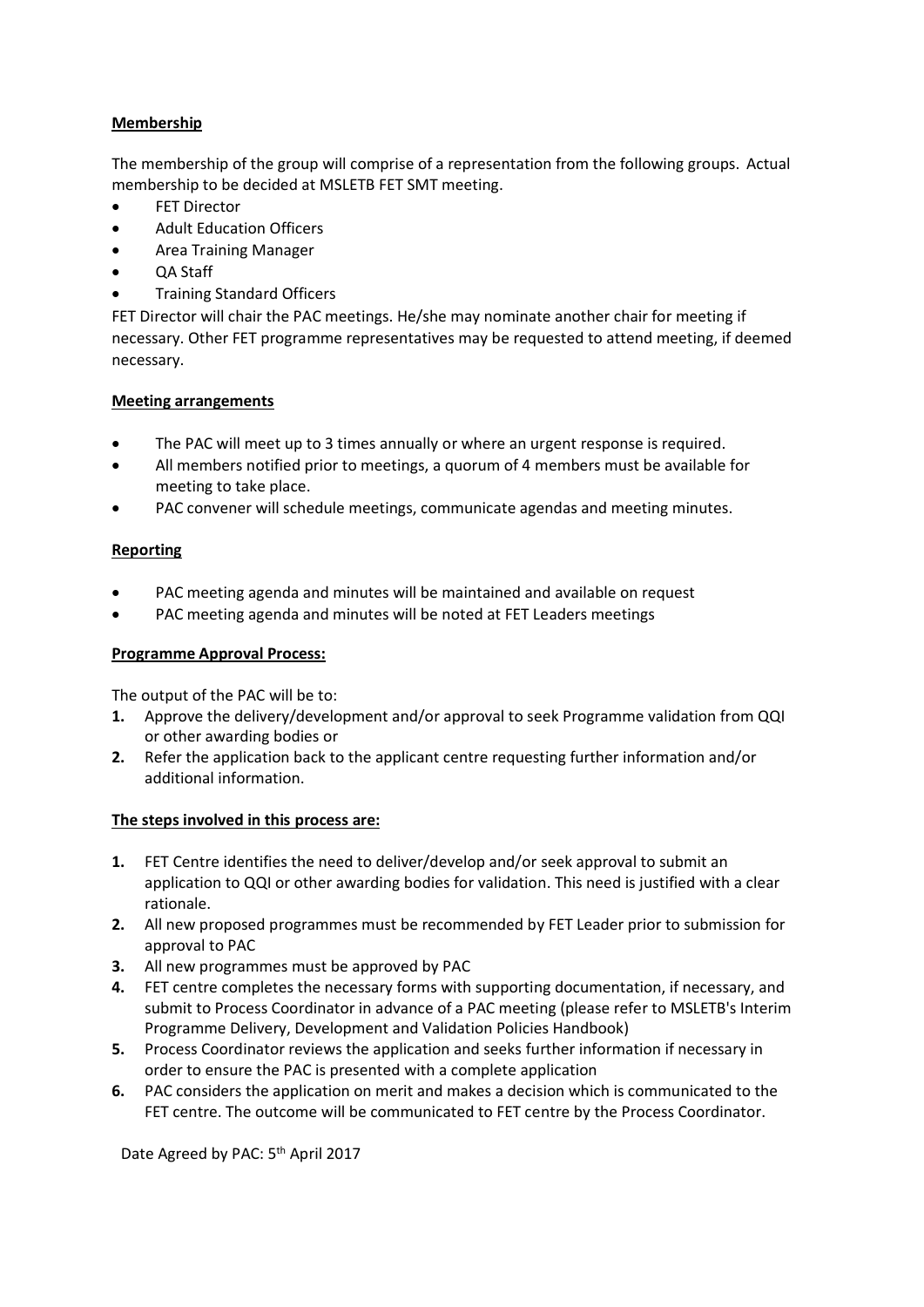**Membership**

The membership of the group will comprise of a representation from the following groups. Actual membership to be decided at MSLETB FET SMT meeting.

- FET Director
- Adult Education Officers
- Area Training Manager
- QA Staff
- Training Standard Officers

FET Director will chair the PAC meetings. He/she may nominate another chair for meeting if necessary. Other FET programme representatives may be requested to attend meeting, if deemed necessary.

**Meeting arrangements**

- The PAC will meet up to 3 times annually or where an urgent response is required.
- All members notified prior to meetings, a quorum of 4 members must be available for meeting to take place.
- PAC convener will schedule meetings, communicate agendas and meeting minutes.

**Reporting**

- PAC meeting agenda and minutes will be maintained and available on request
- PAC meeting agenda and minutes will be noted at FET Leaders meetings

**Programme Approval Process:**

The output of the PAC will be to:

1. Approve the delivery/development and/or approval to seek Programme validation from QQI or other awarding bodies or
2. Refer the application back to the applicant centre requesting further information and/or additional information.

**The steps involved in this process are:**

1. FET Centre identifies the need to deliver/develop and/or seek approval to submit an application to QQI or other awarding bodies for validation. This need is justified with a clear rationale.
2. All new proposed programmes must be recommended by FET Leader prior to submission for approval to PAC
3. All new programmes must be approved by PAC
4. FET centre completes the necessary forms with supporting documentation, if necessary, and submit to Process Coordinator in advance of a PAC meeting (please refer to MSLETB's Interim Programme Delivery, Development and Validation Policies Handbook)
5. Process Coordinator reviews the application and seeks further information if necessary in order to ensure the PAC is presented with a complete application
6. PAC considers the application on merit and makes a decision which is communicated to the FET centre. The outcome will be communicated to FET centre by the Process Coordinator.

Date Agreed by PAC: 5th April 2017